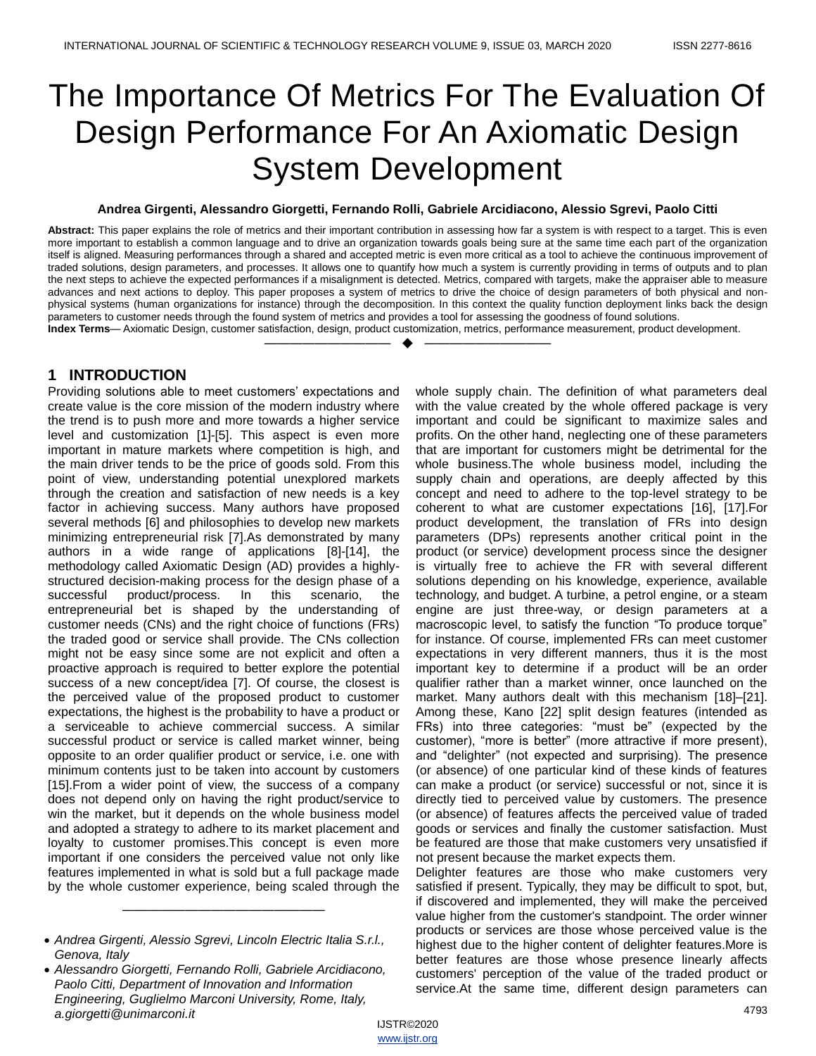# The Importance Of Metrics For The Evaluation Of Design Performance For An Axiomatic Design System Development

**Andrea Girgenti, Alessandro Giorgetti, Fernando Rolli, Gabriele Arcidiacono, Alessio Sgrevi, Paolo Citti**

**Abstract:** This paper explains the role of metrics and their important contribution in assessing how far a system is with respect to a target. This is even more important to establish a common language and to drive an organization towards goals being sure at the same time each part of the organization itself is aligned. Measuring performances through a shared and accepted metric is even more critical as a tool to achieve the continuous improvement of traded solutions, design parameters, and processes. It allows one to quantify how much a system is currently providing in terms of outputs and to plan the next steps to achieve the expected performances if a misalignment is detected. Metrics, compared with targets, make the appraiser able to measure advances and next actions to deploy. This paper proposes a system of metrics to drive the choice of design parameters of both physical and non-physical systems (human organizations for instance) through the decomposition. In this context the quality function deployment links back the design parameters to customer needs through the found system of metrics and provides a tool for assessing the goodness of found solutions.

**Index Terms**— Axiomatic Design, customer satisfaction, design, product customization, metrics, performance measurement, product development.

## 1 INTRODUCTION

Providing solutions able to meet customers' expectations and create value is the core mission of the modern industry where the trend is to push more and more towards a higher service level and customization [1]-[5]. This aspect is even more important in mature markets where competition is high, and the main driver tends to be the price of goods sold. From this point of view, understanding potential unexplored markets through the creation and satisfaction of new needs is a key factor in achieving success. Many authors have proposed several methods [6] and philosophies to develop new markets minimizing entrepreneurial risk [7].As demonstrated by many authors in a wide range of applications [8]-[14], the methodology called Axiomatic Design (AD) provides a highly-structured decision-making process for the design phase of a successful product/process. In this scenario, the entrepreneurial bet is shaped by the understanding of customer needs (CNs) and the right choice of functions (FRs) the traded good or service shall provide. The CNs collection might not be easy since some are not explicit and often a proactive approach is required to better explore the potential success of a new concept/idea [7]. Of course, the closest is the perceived value of the proposed product to customer expectations, the highest is the probability to have a product or a serviceable to achieve commercial success. A similar successful product or service is called market winner, being opposite to an order qualifier product or service, i.e. one with minimum contents just to be taken into account by customers [15].From a wider point of view, the success of a company does not depend only on having the right product/service to win the market, but it depends on the whole business model and adopted a strategy to adhere to its market placement and loyalty to customer promises.This concept is even more important if one considers the perceived value not only like features implemented in what is sold but a full package made by the whole customer experience, being scaled through the whole supply chain. The definition of what parameters deal with the value created by the whole offered package is very important and could be significant to maximize sales and profits. On the other hand, neglecting one of these parameters that are important for customers might be detrimental for the whole business.The whole business model, including the supply chain and operations, are deeply affected by this concept and need to adhere to the top-level strategy to be coherent to what are customer expectations [16], [17].For product development, the translation of FRs into design parameters (DPs) represents another critical point in the product (or service) development process since the designer is virtually free to achieve the FR with several different solutions depending on his knowledge, experience, available technology, and budget. A turbine, a petrol engine, or a steam engine are just three-way, or design parameters at a macroscopic level, to satisfy the function "To produce torque" for instance. Of course, implemented FRs can meet customer expectations in very different manners, thus it is the most important key to determine if a product will be an order qualifier rather than a market winner, once launched on the market. Many authors dealt with this mechanism [18]–[21]. Among these, Kano [22] split design features (intended as FRs) into three categories: "must be" (expected by the customer), "more is better" (more attractive if more present), and "delighter" (not expected and surprising). The presence (or absence) of one particular kind of these kinds of features can make a product (or service) successful or not, since it is directly tied to perceived value by customers. The presence (or absence) of features affects the perceived value of traded goods or services and finally the customer satisfaction. Must be featured are those that make customers very unsatisfied if not present because the market expects them.

Delighter features are those who make customers very satisfied if present. Typically, they may be difficult to spot, but, if discovered and implemented, they will make the perceived value higher from the customer's standpoint. The order winner products or services are those whose perceived value is the highest due to the higher content of delighter features.More is better features are those whose presence linearly affects customers' perception of the value of the traded product or service.At the same time, different design parameters can

---

- *Andrea Girgenti, Alessio Sgrevi, Lincoln Electric Italia S.r.l., Genova, Italy*
- *Alessandro Giorgetti, Fernando Rolli, Gabriele Arcidiacono, Paolo Citti, Department of Innovation and Information Engineering, Guglielmo Marconi University, Rome, Italy, a.giorgetti@unimarconi.it*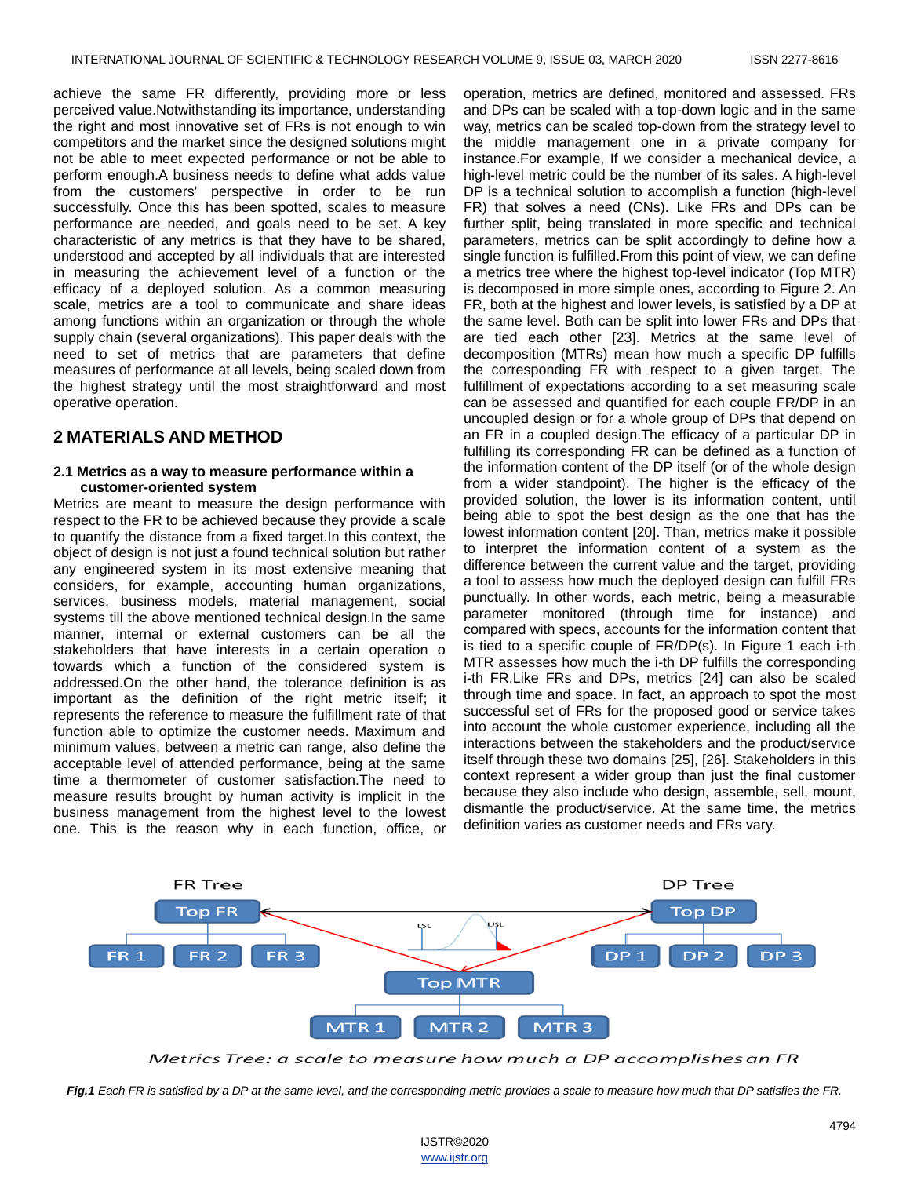achieve the same FR differently, providing more or less perceived value.Notwithstanding its importance, understanding the right and most innovative set of FRs is not enough to win competitors and the market since the designed solutions might not be able to meet expected performance or not be able to perform enough.A business needs to define what adds value from the customers' perspective in order to be run successfully. Once this has been spotted, scales to measure performance are needed, and goals need to be set. A key characteristic of any metrics is that they have to be shared, understood and accepted by all individuals that are interested in measuring the achievement level of a function or the efficacy of a deployed solution. As a common measuring scale, metrics are a tool to communicate and share ideas among functions within an organization or through the whole supply chain (several organizations). This paper deals with the need to set of metrics that are parameters that define measures of performance at all levels, being scaled down from the highest strategy until the most straightforward and most operative operation.

## 2 MATERIALS AND METHOD

### 2.1 Metrics as a way to measure performance within a customer-oriented system

Metrics are meant to measure the design performance with respect to the FR to be achieved because they provide a scale to quantify the distance from a fixed target.In this context, the object of design is not just a found technical solution but rather any engineered system in its most extensive meaning that considers, for example, accounting human organizations, services, business models, material management, social systems till the above mentioned technical design.In the same manner, internal or external customers can be all the stakeholders that have interests in a certain operation o towards which a function of the considered system is addressed.On the other hand, the tolerance definition is as important as the definition of the right metric itself; it represents the reference to measure the fulfillment rate of that function able to optimize the customer needs. Maximum and minimum values, between a metric can range, also define the acceptable level of attended performance, being at the same time a thermometer of customer satisfaction.The need to measure results brought by human activity is implicit in the business management from the highest level to the lowest one. This is the reason why in each function, office, or operation, metrics are defined, monitored and assessed. FRs and DPs can be scaled with a top-down logic and in the same way, metrics can be scaled top-down from the strategy level to the middle management one in a private company for instance.For example, If we consider a mechanical device, a high-level metric could be the number of its sales. A high-level DP is a technical solution to accomplish a function (high-level FR) that solves a need (CNs). Like FRs and DPs can be further split, being translated in more specific and technical parameters, metrics can be split accordingly to define how a single function is fulfilled.From this point of view, we can define a metrics tree where the highest top-level indicator (Top MTR) is decomposed in more simple ones, according to Figure 2. An FR, both at the highest and lower levels, is satisfied by a DP at the same level. Both can be split into lower FRs and DPs that are tied each other [23]. Metrics at the same level of decomposition (MTRs) mean how much a specific DP fulfills the corresponding FR with respect to a given target. The fulfillment of expectations according to a set measuring scale can be assessed and quantified for each couple FR/DP in an uncoupled design or for a whole group of DPs that depend on an FR in a coupled design.The efficacy of a particular DP in fulfilling its corresponding FR can be defined as a function of the information content of the DP itself (or of the whole design from a wider standpoint). The higher is the efficacy of the provided solution, the lower is its information content, until being able to spot the best design as the one that has the lowest information content [20]. Than, metrics make it possible to interpret the information content of a system as the difference between the current value and the target, providing a tool to assess how much the deployed design can fulfill FRs punctually. In other words, each metric, being a measurable parameter monitored (through time for instance) and compared with specs, accounts for the information content that is tied to a specific couple of FR/DP(s). In Figure 1 each i-th MTR assesses how much the i-th DP fulfills the corresponding i-th FR.Like FRs and DPs, metrics [24] can also be scaled through time and space. In fact, an approach to spot the most successful set of FRs for the proposed good or service takes into account the whole customer experience, including all the interactions between the stakeholders and the product/service itself through these two domains [25], [26]. Stakeholders in this context represent a wider group than just the final customer because they also include who design, assemble, sell, mount, dismantle the product/service. At the same time, the metrics definition varies as customer needs and FRs vary.

FR Tree — Top FR — FR 1, FR 2, FR 3; DP Tree — Top DP — DP 1, DP 2, DP 3; LSL, USL; Top MTR — MTR 1, MTR 2, MTR 3

*Metrics Tree: a scale to measure how much a DP accomplishes an FR*

***Fig.1** Each FR is satisfied by a DP at the same level, and the corresponding metric provides a scale to measure how much that DP satisfies the FR.*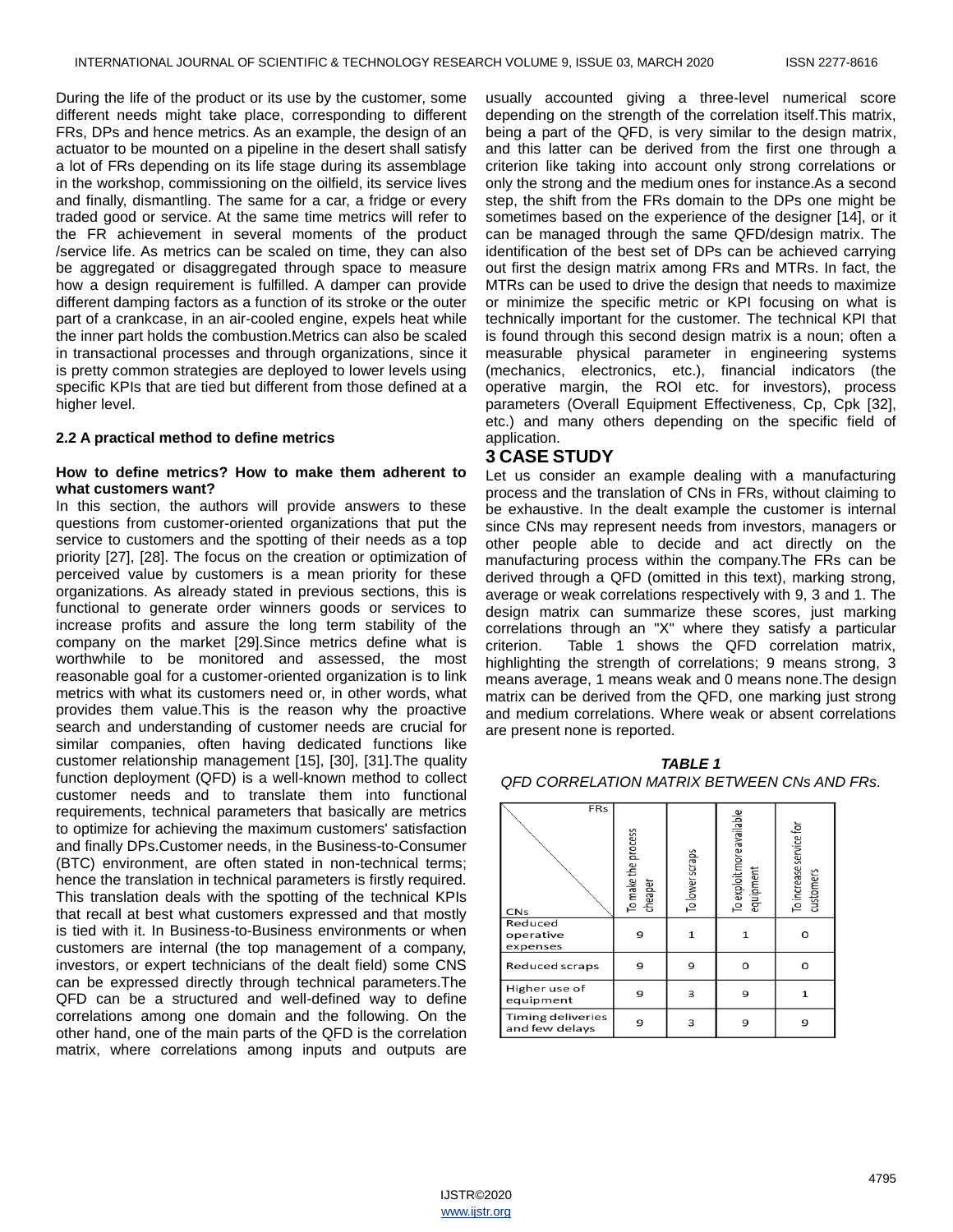During the life of the product or its use by the customer, some different needs might take place, corresponding to different FRs, DPs and hence metrics. As an example, the design of an actuator to be mounted on a pipeline in the desert shall satisfy a lot of FRs depending on its life stage during its assemblage in the workshop, commissioning on the oilfield, its service lives and finally, dismantling. The same for a car, a fridge or every traded good or service. At the same time metrics will refer to the FR achievement in several moments of the product /service life. As metrics can be scaled on time, they can also be aggregated or disaggregated through space to measure how a design requirement is fulfilled. A damper can provide different damping factors as a function of its stroke or the outer part of a crankcase, in an air-cooled engine, expels heat while the inner part holds the combustion.Metrics can also be scaled in transactional processes and through organizations, since it is pretty common strategies are deployed to lower levels using specific KPIs that are tied but different from those defined at a higher level.

### 2.2 A practical method to define metrics

**How to define metrics? How to make them adherent to what customers want?**

In this section, the authors will provide answers to these questions from customer-oriented organizations that put the service to customers and the spotting of their needs as a top priority [27], [28]. The focus on the creation or optimization of perceived value by customers is a mean priority for these organizations. As already stated in previous sections, this is functional to generate order winners goods or services to increase profits and assure the long term stability of the company on the market [29].Since metrics define what is worthwhile to be monitored and assessed, the most reasonable goal for a customer-oriented organization is to link metrics with what its customers need or, in other words, what provides them value.This is the reason why the proactive search and understanding of customer needs are crucial for similar companies, often having dedicated functions like customer relationship management [15], [30], [31].The quality function deployment (QFD) is a well-known method to collect customer needs and to translate them into functional requirements, technical parameters that basically are metrics to optimize for achieving the maximum customers' satisfaction and finally DPs.Customer needs, in the Business-to-Consumer (BTC) environment, are often stated in non-technical terms; hence the translation in technical parameters is firstly required. This translation deals with the spotting of the technical KPIs that recall at best what customers expressed and that mostly is tied with it. In Business-to-Business environments or when customers are internal (the top management of a company, investors, or expert technicians of the dealt field) some CNS can be expressed directly through technical parameters.The QFD can be a structured and well-defined way to define correlations among one domain and the following. On the other hand, one of the main parts of the QFD is the correlation matrix, where correlations among inputs and outputs are usually accounted giving a three-level numerical score depending on the strength of the correlation itself.This matrix, being a part of the QFD, is very similar to the design matrix, and this latter can be derived from the first one through a criterion like taking into account only strong correlations or only the strong and the medium ones for instance.As a second step, the shift from the FRs domain to the DPs one might be sometimes based on the experience of the designer [14], or it can be managed through the same QFD/design matrix. The identification of the best set of DPs can be achieved carrying out first the design matrix among FRs and MTRs. In fact, the MTRs can be used to drive the design that needs to maximize or minimize the specific metric or KPI focusing on what is technically important for the customer. The technical KPI that is found through this second design matrix is a noun; often a measurable physical parameter in engineering systems (mechanics, electronics, etc.), financial indicators (the operative margin, the ROI etc. for investors), process parameters (Overall Equipment Effectiveness, Cp, Cpk [32], etc.) and many others depending on the specific field of application.

## 3 CASE STUDY

Let us consider an example dealing with a manufacturing process and the translation of CNs in FRs, without claiming to be exhaustive. In the dealt example the customer is internal since CNs may represent needs from investors, managers or other people able to decide and act directly on the manufacturing process within the company.The FRs can be derived through a QFD (omitted in this text), marking strong, average or weak correlations respectively with 9, 3 and 1. The design matrix can summarize these scores, just marking correlations through an "X" where they satisfy a particular criterion. Table 1 shows the QFD correlation matrix, highlighting the strength of correlations; 9 means strong, 3 means average, 1 means weak and 0 means none.The design matrix can be derived from the QFD, one marking just strong and medium correlations. Where weak or absent correlations are present none is reported.

***TABLE 1***
*QFD CORRELATION MATRIX BETWEEN CNs AND FRs.*

| CNs \ FRs | To make the process cheaper | To lower scraps | To exploit more available equipment | To increase service for customers |
|---|---|---|---|---|
| Reduced operative expenses | 9 | 1 | 1 | 0 |
| Reduced scraps | 9 | 9 | 0 | 0 |
| Higher use of equipment | 9 | 3 | 9 | 1 |
| Timing deliveries and few delays | 9 | 3 | 9 | 9 |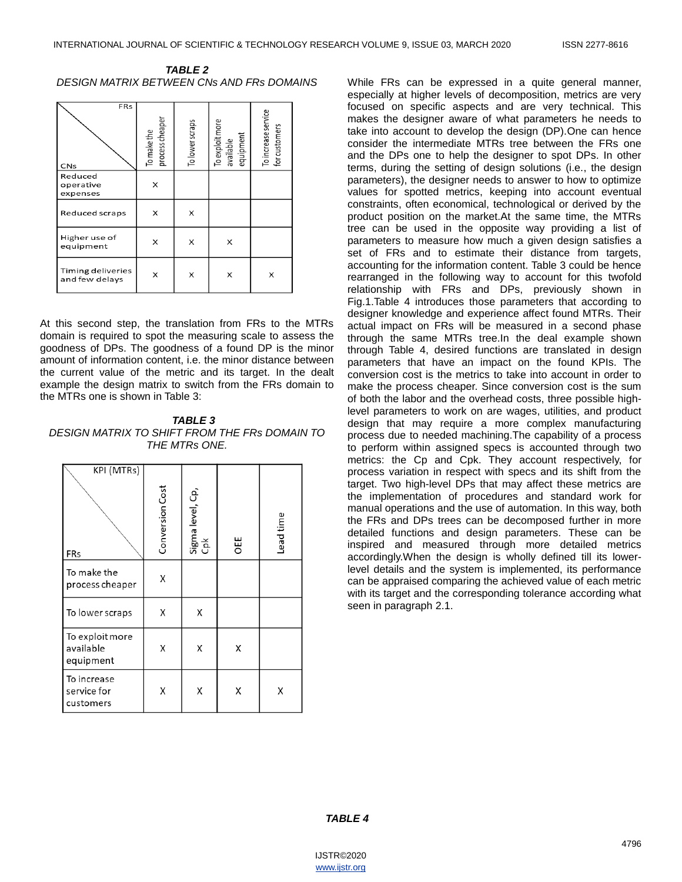**TABLE 2**
*DESIGN MATRIX BETWEEN CNs AND FRs DOMAINS*

| CNs \ FRs | To make the process cheaper | To lower scraps | To exploit more available equipment | To increase service for customers |
|---|---|---|---|---|
| Reduced operative expenses | x | | | |
| Reduced scraps | x | x | | |
| Higher use of equipment | x | x | x | |
| Timing deliveries and few delays | x | x | x | x |

At this second step, the translation from FRs to the MTRs domain is required to spot the measuring scale to assess the goodness of DPs. The goodness of a found DP is the minor amount of information content, i.e. the minor distance between the current value of the metric and its target. In the dealt example the design matrix to switch from the FRs domain to the MTRs one is shown in Table 3:

**TABLE 3**
*DESIGN MATRIX TO SHIFT FROM THE FRs DOMAIN TO THE MTRs ONE.*

| FRs \ KPI (MTRs) | Conversion Cost | Sigma level, Cp, Cpk | OEE | Lead time |
|---|---|---|---|---|
| To make the process cheaper | X | | | |
| To lower scraps | X | X | | |
| To exploit more available equipment | X | X | X | |
| To increase service for customers | X | X | X | X |

While FRs can be expressed in a quite general manner, especially at higher levels of decomposition, metrics are very focused on specific aspects and are very technical. This makes the designer aware of what parameters he needs to take into account to develop the design (DP).One can hence consider the intermediate MTRs tree between the FRs one and the DPs one to help the designer to spot DPs. In other terms, during the setting of design solutions (i.e., the design parameters), the designer needs to answer to how to optimize values for spotted metrics, keeping into account eventual constraints, often economical, technological or derived by the product position on the market.At the same time, the MTRs tree can be used in the opposite way providing a list of parameters to measure how much a given design satisfies a set of FRs and to estimate their distance from targets, accounting for the information content. Table 3 could be hence rearranged in the following way to account for this twofold relationship with FRs and DPs, previously shown in Fig.1.Table 4 introduces those parameters that according to designer knowledge and experience affect found MTRs. Their actual impact on FRs will be measured in a second phase through the same MTRs tree.In the deal example shown through Table 4, desired functions are translated in design parameters that have an impact on the found KPIs. The conversion cost is the metrics to take into account in order to make the process cheaper. Since conversion cost is the sum of both the labor and the overhead costs, three possible high-level parameters to work on are wages, utilities, and product design that may require a more complex manufacturing process due to needed machining.The capability of a process to perform within assigned specs is accounted through two metrics: the Cp and Cpk. They account respectively, for process variation in respect with specs and its shift from the target. Two high-level DPs that may affect these metrics are the implementation of procedures and standard work for manual operations and the use of automation. In this way, both the FRs and DPs trees can be decomposed further in more detailed functions and design parameters. These can be inspired and measured through more detailed metrics accordingly.When the design is wholly defined till its lower-level details and the system is implemented, its performance can be appraised comparing the achieved value of each metric with its target and the corresponding tolerance according what seen in paragraph 2.1.

**TABLE 4**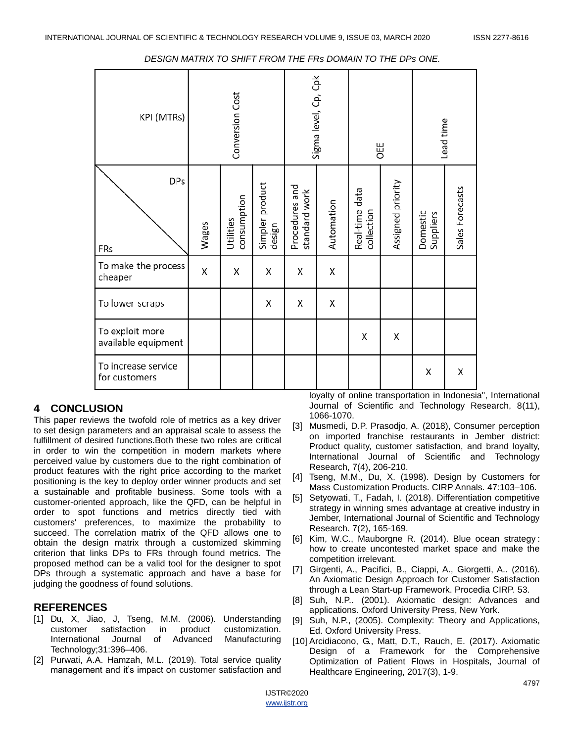DESIGN MATRIX TO SHIFT FROM THE FRs DOMAIN TO THE DPs ONE.

| KPI (MTRs) | Conversion Cost | | | Sigma level, Cp, Cpk | | OEE | | Lead time | |
|---|---|---|---|---|---|---|---|---|---|
| FRs \ DPs | Wages | Utilities consumption | Simpler product design | Procedures and standard work | Automation | Real-time data collection | Assigned priority | Domestic Suppliers | Sales Forecasts |
| To make the process cheaper | X | X | X | X | X | | | | |
| To lower scraps | | | X | X | X | | | | |
| To exploit more available equipment | | | | | | X | X | | |
| To increase service for customers | | | | | | | | X | X |

## 4 CONCLUSION

This paper reviews the twofold role of metrics as a key driver to set design parameters and an appraisal scale to assess the fulfillment of desired functions.Both these two roles are critical in order to win the competition in modern markets where perceived value by customers due to the right combination of product features with the right price according to the market positioning is the key to deploy order winner products and set a sustainable and profitable business. Some tools with a customer-oriented approach, like the QFD, can be helpful in order to spot functions and metrics directly tied with customers' preferences, to maximize the probability to succeed. The correlation matrix of the QFD allows one to obtain the design matrix through a customized skimming criterion that links DPs to FRs through found metrics. The proposed method can be a valid tool for the designer to spot DPs through a systematic approach and have a base for judging the goodness of found solutions.

## REFERENCES

[1] Du, X, Jiao, J, Tseng, M.M. (2006). Understanding customer satisfaction in product customization. International Journal of Advanced Manufacturing Technology;31:396–406.

[2] Purwati, A.A. Hamzah, M.L. (2019). Total service quality management and it's impact on customer satisfaction and loyalty of online transportation in Indonesia", International Journal of Scientific and Technology Research, 8(11), 1066-1070.

[3] Musmedi, D.P. Prasodjo, A. (2018), Consumer perception on imported franchise restaurants in Jember district: Product quality, customer satisfaction, and brand loyalty, International Journal of Scientific and Technology Research, 7(4), 206-210.

[4] Tseng, M.M., Du, X. (1998). Design by Customers for Mass Customization Products. CIRP Annals. 47:103–106.

[5] Setyowati, T., Fadah, I. (2018). Differentiation competitive strategy in winning smes advantage at creative industry in Jember, International Journal of Scientific and Technology Research. 7(2), 165-169.

[6] Kim, W.C., Mauborgne R. (2014). Blue ocean strategy : how to create uncontested market space and make the competition irrelevant.

[7] Girgenti, A., Pacifici, B., Ciappi, A., Giorgetti, A.. (2016). An Axiomatic Design Approach for Customer Satisfaction through a Lean Start-up Framework. Procedia CIRP. 53.

[8] Suh, N.P.. (2001). Axiomatic design: Advances and applications. Oxford University Press, New York.

[9] Suh, N.P., (2005). Complexity: Theory and Applications, Ed. Oxford University Press.

[10] Arcidiacono, G., Matt, D.T., Rauch, E. (2017). Axiomatic Design of a Framework for the Comprehensive Optimization of Patient Flows in Hospitals, Journal of Healthcare Engineering, 2017(3), 1-9.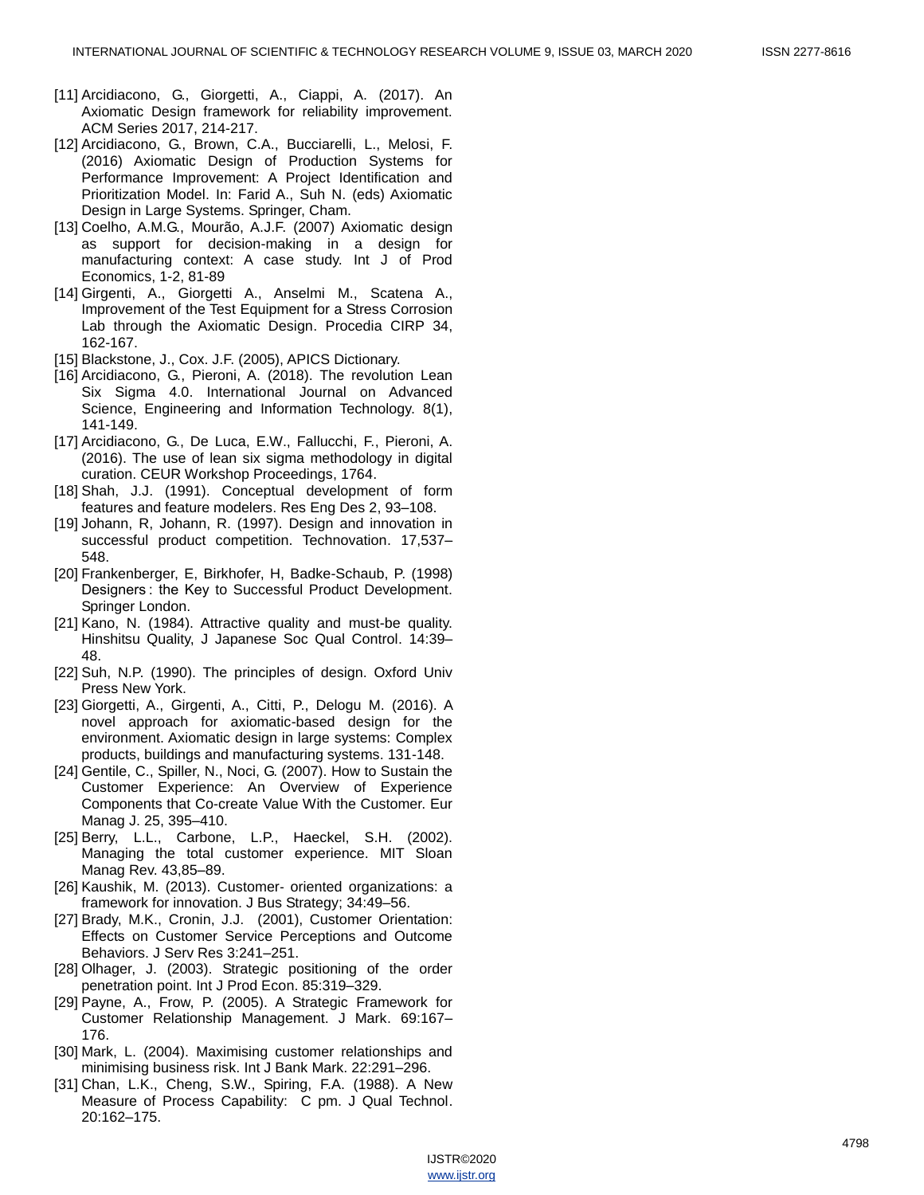[11] Arcidiacono, G., Giorgetti, A., Ciappi, A. (2017). An Axiomatic Design framework for reliability improvement. ACM Series 2017, 214-217.

[12] Arcidiacono, G., Brown, C.A., Bucciarelli, L., Melosi, F. (2016) Axiomatic Design of Production Systems for Performance Improvement: A Project Identification and Prioritization Model. In: Farid A., Suh N. (eds) Axiomatic Design in Large Systems. Springer, Cham.

[13] Coelho, A.M.G., Mourão, A.J.F. (2007) Axiomatic design as support for decision-making in a design for manufacturing context: A case study. Int J of Prod Economics, 1-2, 81-89

[14] Girgenti, A., Giorgetti A., Anselmi M., Scatena A., Improvement of the Test Equipment for a Stress Corrosion Lab through the Axiomatic Design. Procedia CIRP 34, 162-167.

[15] Blackstone, J., Cox. J.F. (2005), APICS Dictionary.

[16] Arcidiacono, G., Pieroni, A. (2018). The revolution Lean Six Sigma 4.0. International Journal on Advanced Science, Engineering and Information Technology. 8(1), 141-149.

[17] Arcidiacono, G., De Luca, E.W., Fallucchi, F., Pieroni, A. (2016). The use of lean six sigma methodology in digital curation. CEUR Workshop Proceedings, 1764.

[18] Shah, J.J. (1991). Conceptual development of form features and feature modelers. Res Eng Des 2, 93–108.

[19] Johann, R, Johann, R. (1997). Design and innovation in successful product competition. Technovation. 17,537–548.

[20] Frankenberger, E, Birkhofer, H, Badke-Schaub, P. (1998) Designers : the Key to Successful Product Development. Springer London.

[21] Kano, N. (1984). Attractive quality and must-be quality. Hinshitsu Quality, J Japanese Soc Qual Control. 14:39–48.

[22] Suh, N.P. (1990). The principles of design. Oxford Univ Press New York.

[23] Giorgetti, A., Girgenti, A., Citti, P., Delogu M. (2016). A novel approach for axiomatic-based design for the environment. Axiomatic design in large systems: Complex products, buildings and manufacturing systems. 131-148.

[24] Gentile, C., Spiller, N., Noci, G. (2007). How to Sustain the Customer Experience: An Overview of Experience Components that Co-create Value With the Customer. Eur Manag J. 25, 395–410.

[25] Berry, L.L., Carbone, L.P., Haeckel, S.H. (2002). Managing the total customer experience. MIT Sloan Manag Rev. 43,85–89.

[26] Kaushik, M. (2013). Customer- oriented organizations: a framework for innovation. J Bus Strategy; 34:49–56.

[27] Brady, M.K., Cronin, J.J. (2001), Customer Orientation: Effects on Customer Service Perceptions and Outcome Behaviors. J Serv Res 3:241–251.

[28] Olhager, J. (2003). Strategic positioning of the order penetration point. Int J Prod Econ. 85:319–329.

[29] Payne, A., Frow, P. (2005). A Strategic Framework for Customer Relationship Management. J Mark. 69:167–176.

[30] Mark, L. (2004). Maximising customer relationships and minimising business risk. Int J Bank Mark. 22:291–296.

[31] Chan, L.K., Cheng, S.W., Spiring, F.A. (1988). A New Measure of Process Capability: C pm. J Qual Technol. 20:162–175.